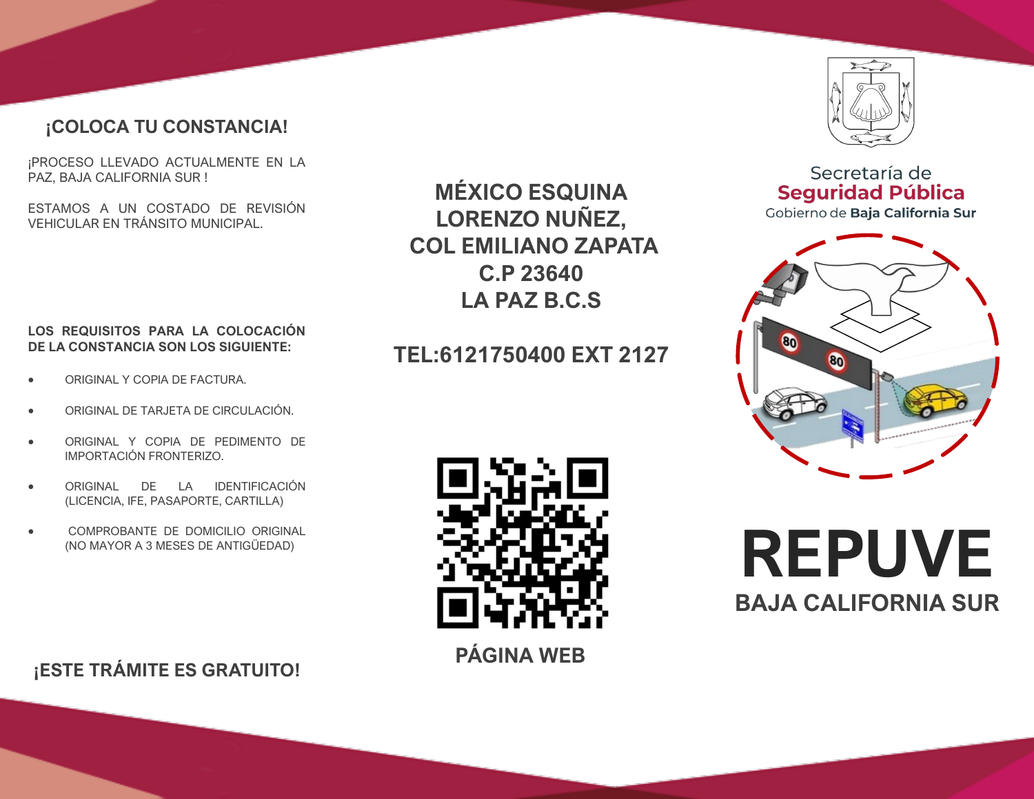## ¡COLOCA TU CONSTANCIA!

¡PROCESO LLEVADO ACTUALMENTE EN LA PAZ, BAJA CALIFORNIA SUR !

ESTAMOS A UN COSTADO DE REVISIÓN VEHICULAR EN TRÁNSITO MUNICIPAL.

**LOS REQUISITOS PARA LA COLOCACIÓN DE LA CONSTANCIA SON LOS SIGUIENTE:**

- ORIGINAL Y COPIA DE FACTURA.
- ORIGINAL DE TARJETA DE CIRCULACIÓN.
- ORIGINAL Y COPIA DE PEDIMENTO DE IMPORTACIÓN FRONTERIZO.
- ORIGINAL DE LA IDENTIFICACIÓN (LICENCIA, IFE, PASAPORTE, CARTILLA)
- COMPROBANTE DE DOMICILIO ORIGINAL (NO MAYOR A 3 MESES DE ANTIGÜEDAD)

**¡ESTE TRÁMITE ES GRATUITO!**

**MÉXICO ESQUINA LORENZO NUÑEZ,**
**COL EMILIANO ZAPATA**
**C.P 23640**
**LA PAZ B.C.S**

**TEL:6121750400 EXT 2127**

**PÁGINA WEB**

Secretaría de
**Seguridad Pública**
Gobierno de **Baja California Sur**

# REPUVE

## BAJA CALIFORNIA SUR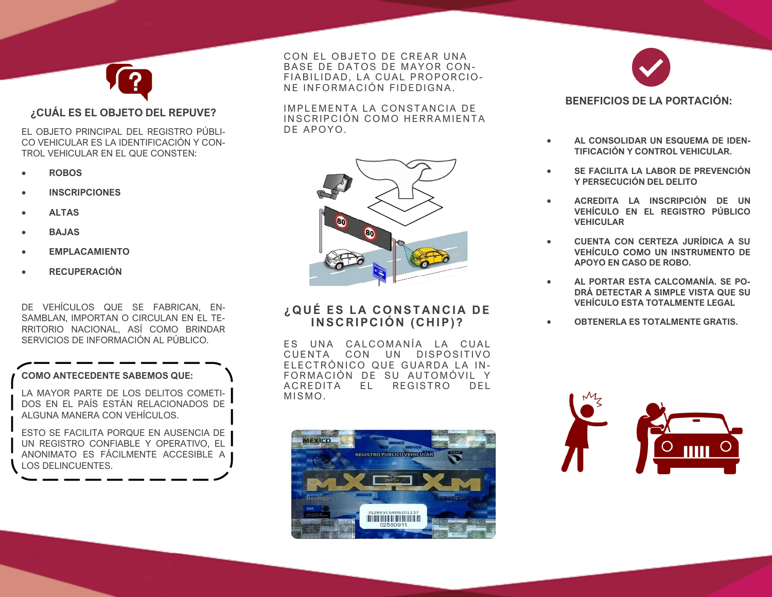## ¿CUÁL ES EL OBJETO DEL REPUVE?

EL OBJETO PRINCIPAL DEL REGISTRO PÚBLICO VEHICULAR ES LA IDENTIFICACIÓN Y CONTROL VEHICULAR EN EL QUE CONSTEN:

- **ROBOS**
- **INSCRIPCIONES**
- **ALTAS**
- **BAJAS**
- **EMPLACAMIENTO**
- **RECUPERACIÓN**

DE VEHÍCULOS QUE SE FABRICAN, ENSAMBLAN, IMPORTAN O CIRCULAN EN EL TERRITORIO NACIONAL, ASÍ COMO BRINDAR SERVICIOS DE INFORMACIÓN AL PÚBLICO.

**COMO ANTECEDENTE SABEMOS QUE:**

LA MAYOR PARTE DE LOS DELITOS COMETIDOS EN EL PAÍS ESTÁN RELACIONADOS DE ALGUNA MANERA CON VEHÍCULOS.

ESTO SE FACILITA PORQUE EN AUSENCIA DE UN REGISTRO CONFIABLE Y OPERATIVO, EL ANONIMATO ES FÁCILMENTE ACCESIBLE A LOS DELINCUENTES.

CON EL OBJETO DE CREAR UNA BASE DE DATOS DE MAYOR CONFIABILIDAD, LA CUAL PROPORCIONE INFORMACIÓN FIDEDIGNA.

IMPLEMENTA LA CONSTANCIA DE INSCRIPCIÓN COMO HERRAMIENTA DE APOYO.

## ¿QUÉ ES LA CONSTANCIA DE INSCRIPCIÓN (CHIP)?

ES UNA CALCOMANÍA LA CUAL CUENTA CON UN DISPOSITIVO ELECTRÓNICO QUE GUARDA LA INFORMACIÓN DE SU AUTOMÓVIL Y ACREDITA EL REGISTRO DEL MISMO.

## BENEFICIOS DE LA PORTACIÓN:

- **AL CONSOLIDAR UN ESQUEMA DE IDENTIFICACIÓN Y CONTROL VEHICULAR.**
- **SE FACILITA LA LABOR DE PREVENCIÓN Y PERSECUCIÓN DEL DELITO**
- **ACREDITA LA INSCRIPCIÓN DE UN VEHÍCULO EN EL REGISTRO PÚBLICO VEHICULAR**
- **CUENTA CON CERTEZA JURÍDICA A SU VEHÍCULO COMO UN INSTRUMENTO DE APOYO EN CASO DE ROBO.**
- **AL PORTAR ESTA CALCOMANÍA. SE PODRÁ DETECTAR A SIMPLE VISTA QUE SU VEHÍCULO ESTA TOTALMENTE LEGAL**
- **OBTENERLA ES TOTALMENTE GRATIS.**